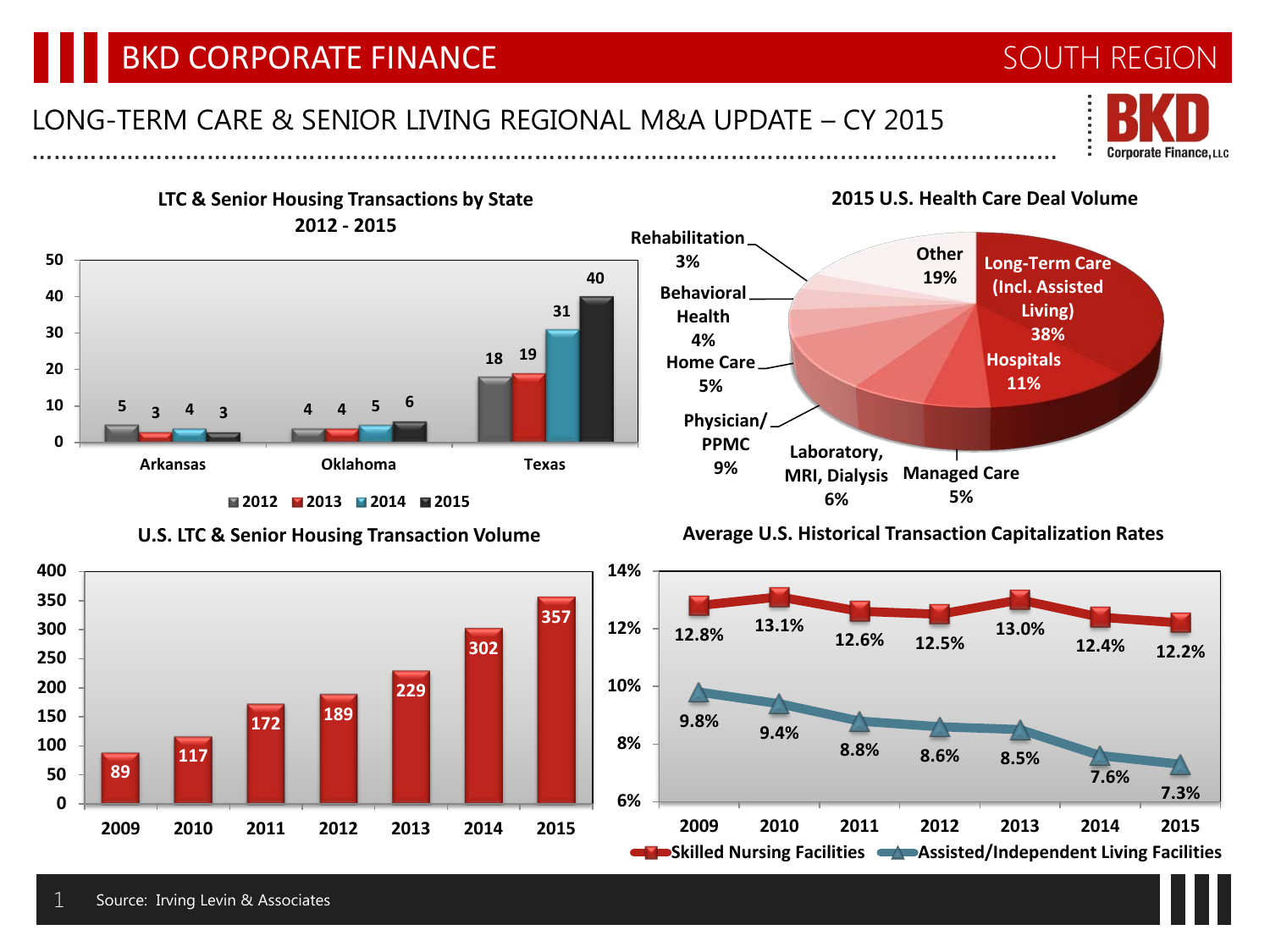# BKD CORPORATE FINANCE

SOUTH REGION

## LONG-TERM CARE & SENIOR LIVING REGIONAL M&A UPDATE – CY 2015

BKD Corporate Finance, LLC

### LTC & Senior Housing Transactions by State 2012 - 2015

| State | 2012 | 2013 | 2014 | 2015 |
|---|---|---|---|---|
| Arkansas | 5 | 3 | 4 | 3 |
| Oklahoma | 4 | 4 | 5 | 6 |
| Texas | 18 | 19 | 31 | 40 |

### 2015 U.S. Health Care Deal Volume

| Sector | Share |
|---|---|
| Long-Term Care (Incl. Assisted Living) | 38% |
| Hospitals | 11% |
| Managed Care | 5% |
| Laboratory, MRI, Dialysis | 6% |
| Physician/PPMC | 9% |
| Home Care | 5% |
| Behavioral Health | 4% |
| Rehabilitation | 3% |
| Other | 19% |

### U.S. LTC & Senior Housing Transaction Volume

| Year | Transactions |
|---|---|
| 2009 | 89 |
| 2010 | 117 |
| 2011 | 172 |
| 2012 | 189 |
| 2013 | 229 |
| 2014 | 302 |
| 2015 | 357 |

### Average U.S. Historical Transaction Capitalization Rates

| Year | Skilled Nursing Facilities | Assisted/Independent Living Facilities |
|---|---|---|
| 2009 | 12.8% | 9.8% |
| 2010 | 13.1% | 9.4% |
| 2011 | 12.6% | 8.8% |
| 2012 | 12.5% | 8.6% |
| 2013 | 13.0% | 8.5% |
| 2014 | 12.4% | 7.6% |
| 2015 | 12.2% | 7.3% |

Source: Irving Levin & Associates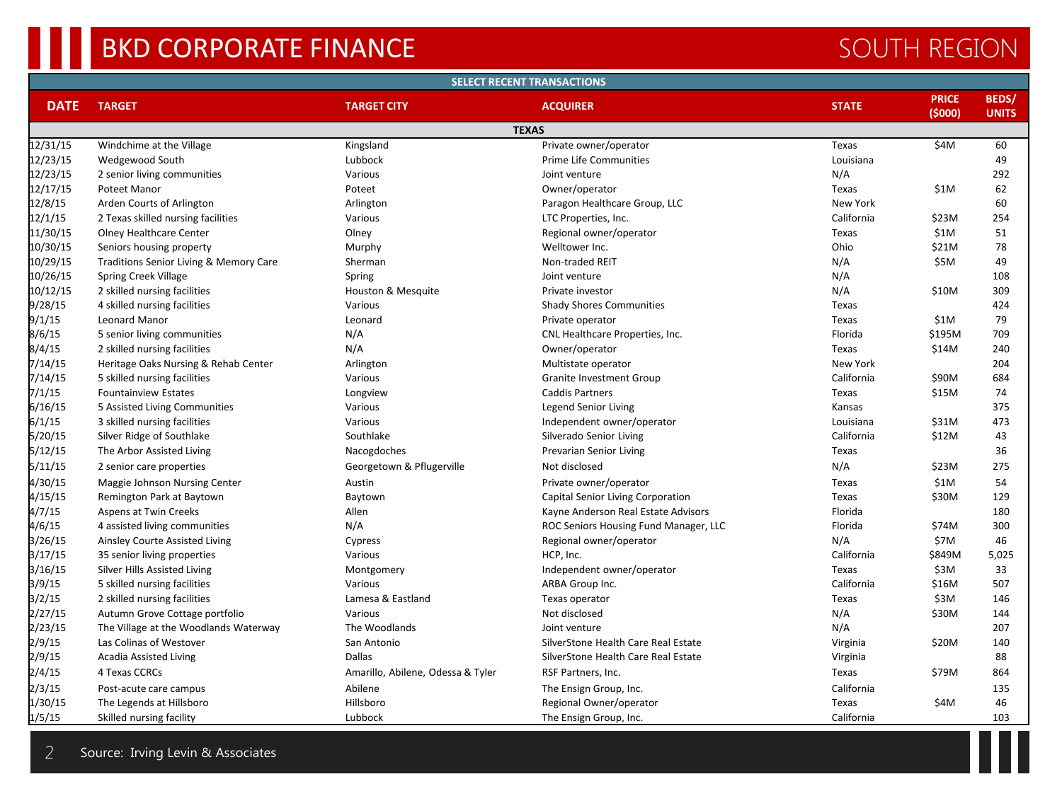# BKD CORPORATE FINANCE

## SOUTH REGION

**SELECT RECENT TRANSACTIONS**

| DATE | TARGET | TARGET CITY | ACQUIRER | STATE | PRICE ($000) | BEDS/ UNITS |
|---|---|---|---|---|---|---|
| **TEXAS** | | | | | | |
| 12/31/15 | Windchime at the Village | Kingsland | Private owner/operator | Texas | $4M | 60 |
| 12/23/15 | Wedgewood South | Lubbock | Prime Life Communities | Louisiana | | 49 |
| 12/23/15 | 2 senior living communities | Various | Joint venture | N/A | | 292 |
| 12/17/15 | Poteet Manor | Poteet | Owner/operator | Texas | $1M | 62 |
| 12/8/15 | Arden Courts of Arlington | Arlington | Paragon Healthcare Group, LLC | New York | | 60 |
| 12/1/15 | 2 Texas skilled nursing facilities | Various | LTC Properties, Inc. | California | $23M | 254 |
| 11/30/15 | Olney Healthcare Center | Olney | Regional owner/operator | Texas | $1M | 51 |
| 10/30/15 | Seniors housing property | Murphy | Welltower Inc. | Ohio | $21M | 78 |
| 10/29/15 | Traditions Senior Living & Memory Care | Sherman | Non-traded REIT | N/A | $5M | 49 |
| 10/26/15 | Spring Creek Village | Spring | Joint venture | N/A | | 108 |
| 10/12/15 | 2 skilled nursing facilities | Houston & Mesquite | Private investor | N/A | $10M | 309 |
| 9/28/15 | 4 skilled nursing facilities | Various | Shady Shores Communities | Texas | | 424 |
| 9/1/15 | Leonard Manor | Leonard | Private operator | Texas | $1M | 79 |
| 8/6/15 | 5 senior living communities | N/A | CNL Healthcare Properties, Inc. | Florida | $195M | 709 |
| 8/4/15 | 2 skilled nursing facilities | N/A | Owner/operator | Texas | $14M | 240 |
| 7/14/15 | Heritage Oaks Nursing & Rehab Center | Arlington | Multistate operator | New York | | 204 |
| 7/14/15 | 5 skilled nursing facilities | Various | Granite Investment Group | California | $90M | 684 |
| 7/1/15 | Fountainview Estates | Longview | Caddis Partners | Texas | $15M | 74 |
| 6/16/15 | 5 Assisted Living Communities | Various | Legend Senior Living | Kansas | | 375 |
| 6/1/15 | 3 skilled nursing facilities | Various | Independent owner/operator | Louisiana | $31M | 473 |
| 5/20/15 | Silver Ridge of Southlake | Southlake | Silverado Senior Living | California | $12M | 43 |
| 5/12/15 | The Arbor Assisted Living | Nacogdoches | Prevarian Senior Living | Texas | | 36 |
| 5/11/15 | 2 senior care properties | Georgetown & Pflugerville | Not disclosed | N/A | $23M | 275 |
| 4/30/15 | Maggie Johnson Nursing Center | Austin | Private owner/operator | Texas | $1M | 54 |
| 4/15/15 | Remington Park at Baytown | Baytown | Capital Senior Living Corporation | Texas | $30M | 129 |
| 4/7/15 | Aspens at Twin Creeks | Allen | Kayne Anderson Real Estate Advisors | Florida | | 180 |
| 4/6/15 | 4 assisted living communities | N/A | ROC Seniors Housing Fund Manager, LLC | Florida | $74M | 300 |
| 3/26/15 | Ainsley Courte Assisted Living | Cypress | Regional owner/operator | N/A | $7M | 46 |
| 3/17/15 | 35 senior living properties | Various | HCP, Inc. | California | $849M | 5,025 |
| 3/16/15 | Silver Hills Assisted Living | Montgomery | Independent owner/operator | Texas | $3M | 33 |
| 3/9/15 | 5 skilled nursing facilities | Various | ARBA Group Inc. | California | $16M | 507 |
| 3/2/15 | 2 skilled nursing facilities | Lamesa & Eastland | Texas operator | Texas | $3M | 146 |
| 2/27/15 | Autumn Grove Cottage portfolio | Various | Not disclosed | N/A | $30M | 144 |
| 2/23/15 | The Village at the Woodlands Waterway | The Woodlands | Joint venture | N/A | | 207 |
| 2/9/15 | Las Colinas of Westover | San Antonio | SilverStone Health Care Real Estate | Virginia | $20M | 140 |
| 2/9/15 | Acadia Assisted Living | Dallas | SilverStone Health Care Real Estate | Virginia | | 88 |
| 2/4/15 | 4 Texas CCRCs | Amarillo, Abilene, Odessa & Tyler | RSF Partners, Inc. | Texas | $79M | 864 |
| 2/3/15 | Post-acute care campus | Abilene | The Ensign Group, Inc. | California | | 135 |
| 1/30/15 | The Legends at Hillsboro | Hillsboro | Regional Owner/operator | Texas | $4M | 46 |
| 1/5/15 | Skilled nursing facility | Lubbock | The Ensign Group, Inc. | California | | 103 |

Source: Irving Levin & Associates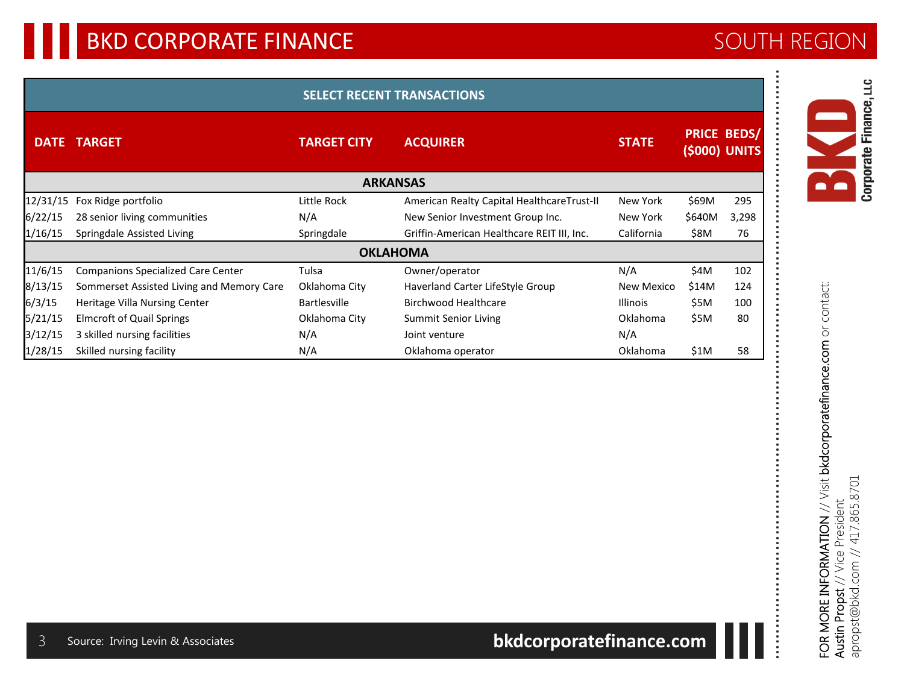# BKD CORPORATE FINANCE

## SOUTH REGION

| SELECT RECENT TRANSACTIONS | | | | | | |
|---|---|---|---|---|---|---|
| **DATE** | **TARGET** | **TARGET CITY** | **ACQUIRER** | **STATE** | **PRICE ($000)** | **BEDS/ UNITS** |
| | | | **ARKANSAS** | | | |
| 12/31/15 | Fox Ridge portfolio | Little Rock | American Realty Capital HealthcareTrust-II | New York | $69M | 295 |
| 6/22/15 | 28 senior living communities | N/A | New Senior Investment Group Inc. | New York | $640M | 3,298 |
| 1/16/15 | Springdale Assisted Living | Springdale | Griffin-American Healthcare REIT III, Inc. | California | $8M | 76 |
| | | | **OKLAHOMA** | | | |
| 11/6/15 | Companions Specialized Care Center | Tulsa | Owner/operator | N/A | $4M | 102 |
| 8/13/15 | Sommerset Assisted Living and Memory Care | Oklahoma City | Haverland Carter LifeStyle Group | New Mexico | $14M | 124 |
| 6/3/15 | Heritage Villa Nursing Center | Bartlesville | Birchwood Healthcare | Illinois | $5M | 100 |
| 5/21/15 | Elmcroft of Quail Springs | Oklahoma City | Summit Senior Living | Oklahoma | $5M | 80 |
| 3/12/15 | 3 skilled nursing facilities | N/A | Joint venture | N/A | | |
| 1/28/15 | Skilled nursing facility | N/A | Oklahoma operator | Oklahoma | $1M | 58 |

Source: Irving Levin & Associates

**bkdcorporatefinance.com**

BKD Corporate Finance, LLC

FOR MORE INFORMATION // Visit bkdcorporatefinance.com or contact:
Austin Propst // Vice President
apropst@bkd.com // 417.865.8701